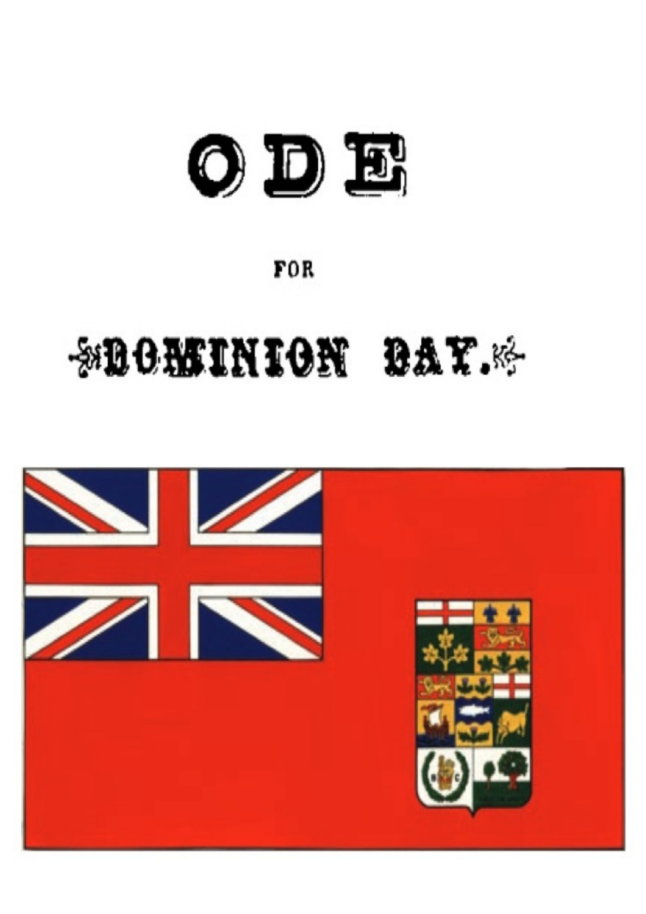# ODE

FOR

# DOMINION DAY.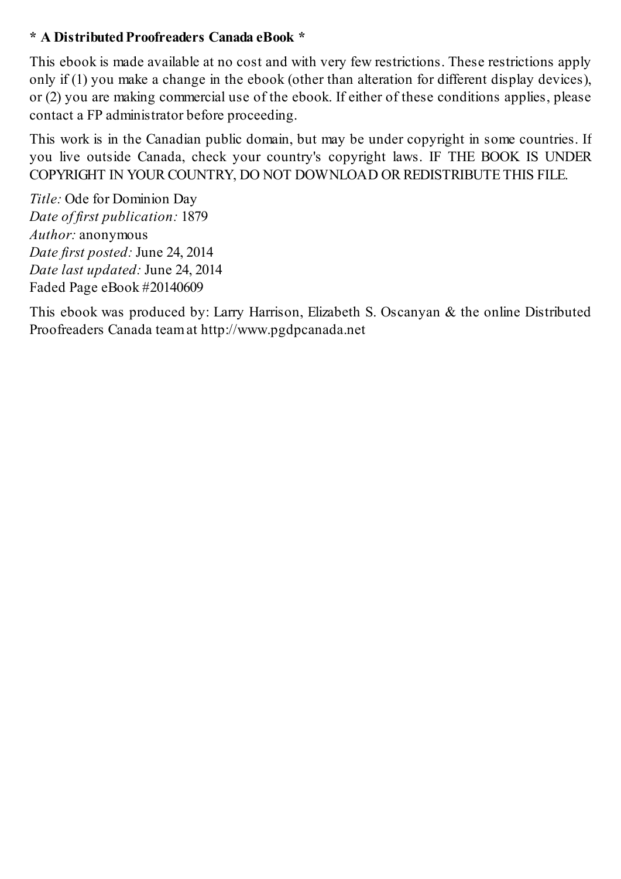**\* A Distributed Proofreaders Canada eBook \***

This ebook is made available at no cost and with very few restrictions. These restrictions apply only if (1) you make a change in the ebook (other than alteration for different display devices), or (2) you are making commercial use of the ebook. If either of these conditions applies, please contact a FP administrator before proceeding.

This work is in the Canadian public domain, but may be under copyright in some countries. If you live outside Canada, check your country's copyright laws. IF THE BOOK IS UNDER COPYRIGHT IN YOUR COUNTRY, DO NOT DOWNLOAD OR REDISTRIBUTE THIS FILE.

*Title:* Ode for Dominion Day  
*Date of first publication:* 1879  
*Author:* anonymous  
*Date first posted:* June 24, 2014  
*Date last updated:* June 24, 2014  
Faded Page eBook #20140609

This ebook was produced by: Larry Harrison, Elizabeth S. Oscanyan & the online Distributed Proofreaders Canada team at http://www.pgdpcanada.net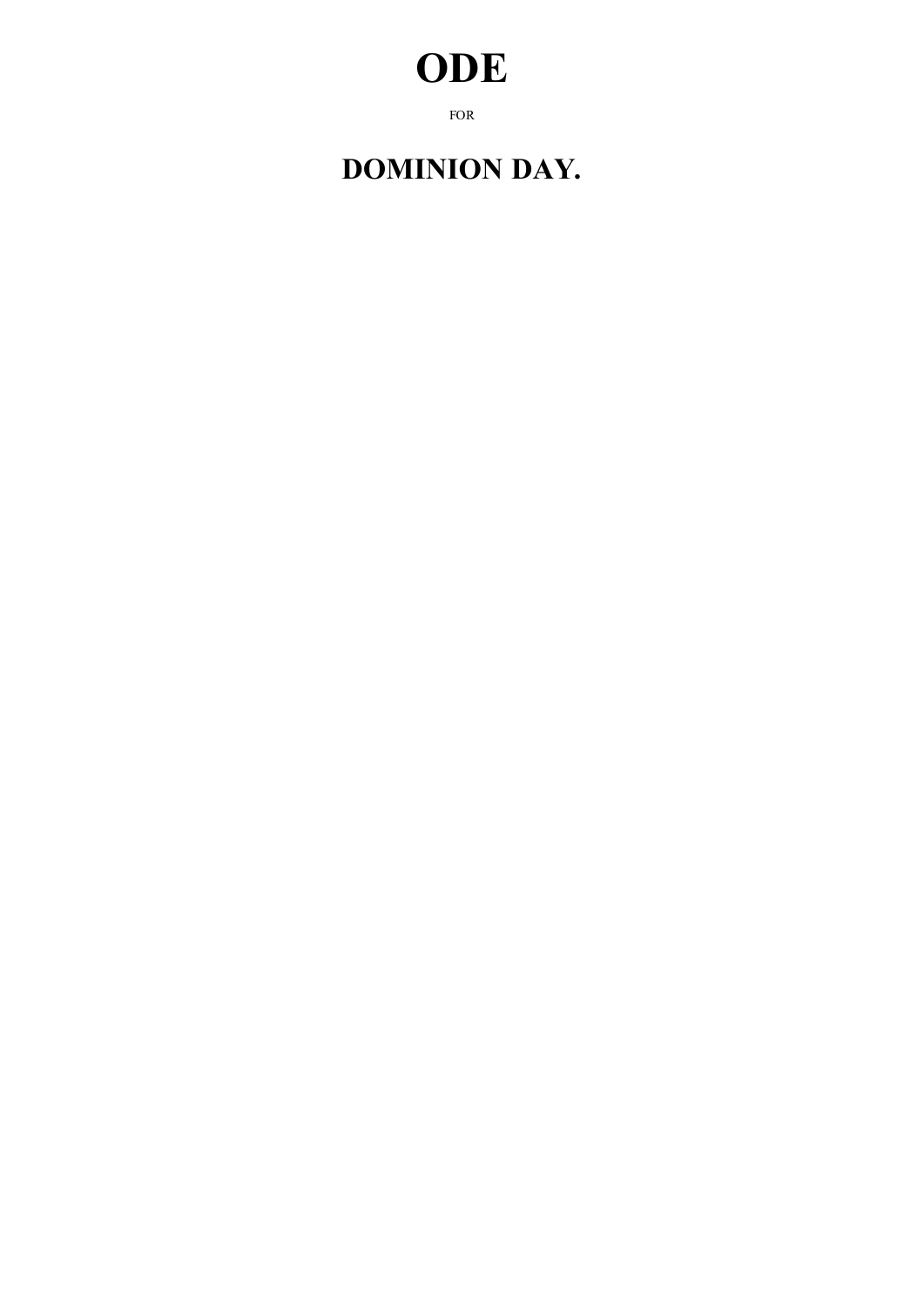# ODE

FOR

# DOMINION DAY.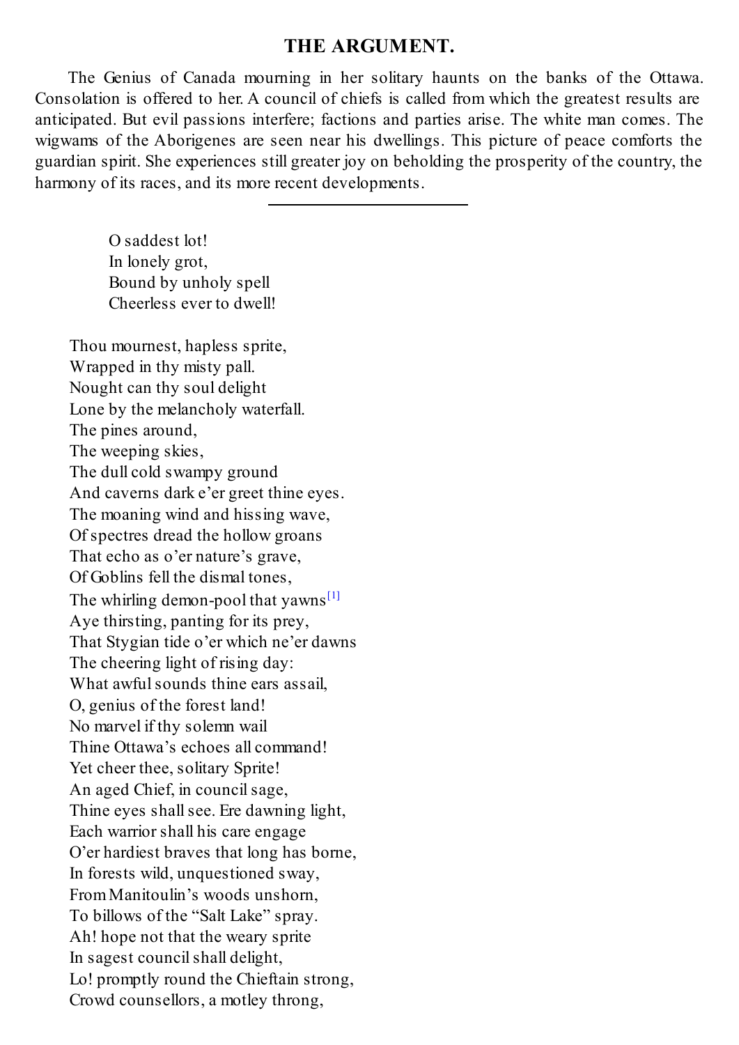## THE ARGUMENT.

The Genius of Canada mourning in her solitary haunts on the banks of the Ottawa. Consolation is offered to her. A council of chiefs is called from which the greatest results are anticipated. But evil passions interfere; factions and parties arise. The white man comes. The wigwams of the Aborigenes are seen near his dwellings. This picture of peace comforts the guardian spirit. She experiences still greater joy on beholding the prosperity of the country, the harmony of its races, and its more recent developments.

---

O saddest lot!  
In lonely grot,  
Bound by unholy spell  
Cheerless ever to dwell!

Thou mournest, hapless sprite,  
Wrapped in thy misty pall.  
Nought can thy soul delight  
Lone by the melancholy waterfall.  
The pines around,  
The weeping skies,  
The dull cold swampy ground  
And caverns dark e'er greet thine eyes.  
The moaning wind and hissing wave,  
Of spectres dread the hollow groans  
That echo as o'er nature's grave,  
Of Goblins fell the dismal tones,  
The whirling demon-pool that yawns[1]  
Aye thirsting, panting for its prey,  
That Stygian tide o'er which ne'er dawns  
The cheering light of rising day:  
What awful sounds thine ears assail,  
O, genius of the forest land!  
No marvel if thy solemn wail  
Thine Ottawa's echoes all command!  
Yet cheer thee, solitary Sprite!  
An aged Chief, in council sage,  
Thine eyes shall see. Ere dawning light,  
Each warrior shall his care engage  
O'er hardiest braves that long has borne,  
In forests wild, unquestioned sway,  
From Manitoulin's woods unshorn,  
To billows of the "Salt Lake" spray.  
Ah! hope not that the weary sprite  
In sagest council shall delight,  
Lo! promptly round the Chieftain strong,  
Crowd counsellors, a motley throng,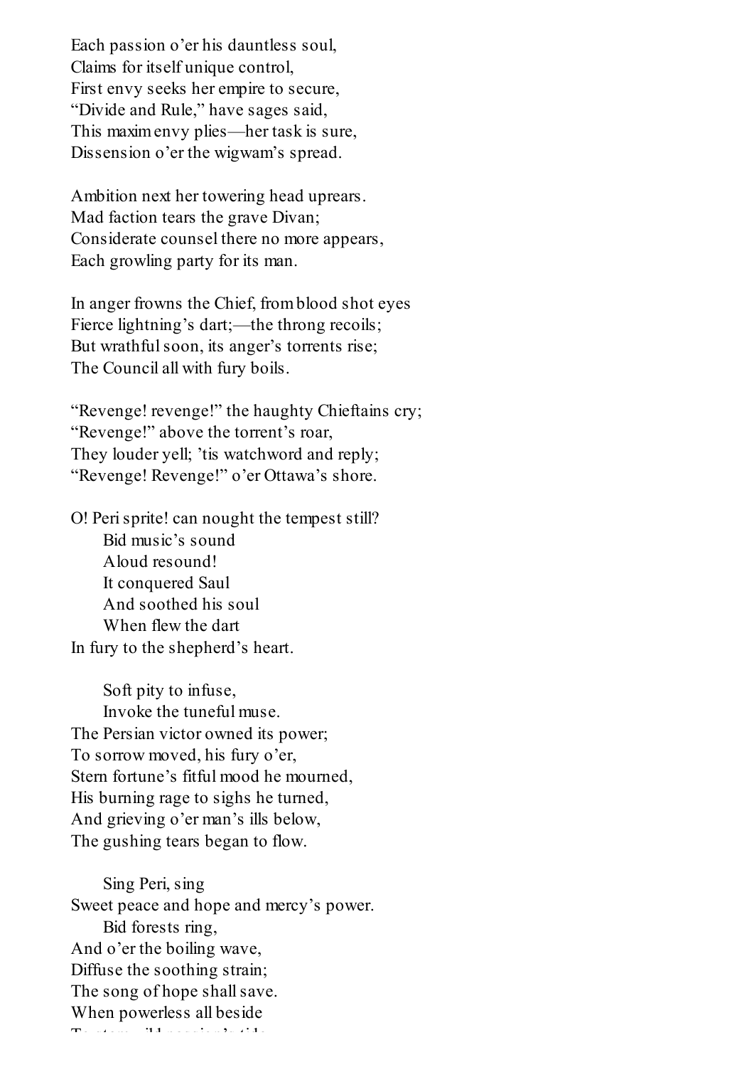Each passion o'er his dauntless soul,
Claims for itself unique control,
First envy seeks her empire to secure,
"Divide and Rule," have sages said,
This maxim envy plies—her task is sure,
Dissension o'er the wigwam's spread.

Ambition next her towering head uprears.
Mad faction tears the grave Divan;
Considerate counsel there no more appears,
Each growling party for its man.

In anger frowns the Chief, from blood shot eyes
Fierce lightning's dart;—the throng recoils;
But wrathful soon, its anger's torrents rise;
The Council all with fury boils.

"Revenge! revenge!" the haughty Chieftains cry;
"Revenge!" above the torrent's roar,
They louder yell; 'tis watchword and reply;
"Revenge! Revenge!" o'er Ottawa's shore.

O! Peri sprite! can nought the tempest still?
    Bid music's sound
    Aloud resound!
    It conquered Saul
    And soothed his soul
    When flew the dart
In fury to the shepherd's heart.

    Soft pity to infuse,
    Invoke the tuneful muse.
The Persian victor owned its power;
To sorrow moved, his fury o'er,
Stern fortune's fitful mood he mourned,
His burning rage to sighs he turned,
And grieving o'er man's ills below,
The gushing tears began to flow.

    Sing Peri, sing
Sweet peace and hope and mercy's power.
    Bid forests ring,
And o'er the boiling wave,
Diffuse the soothing strain;
The song of hope shall save.
When powerless all beside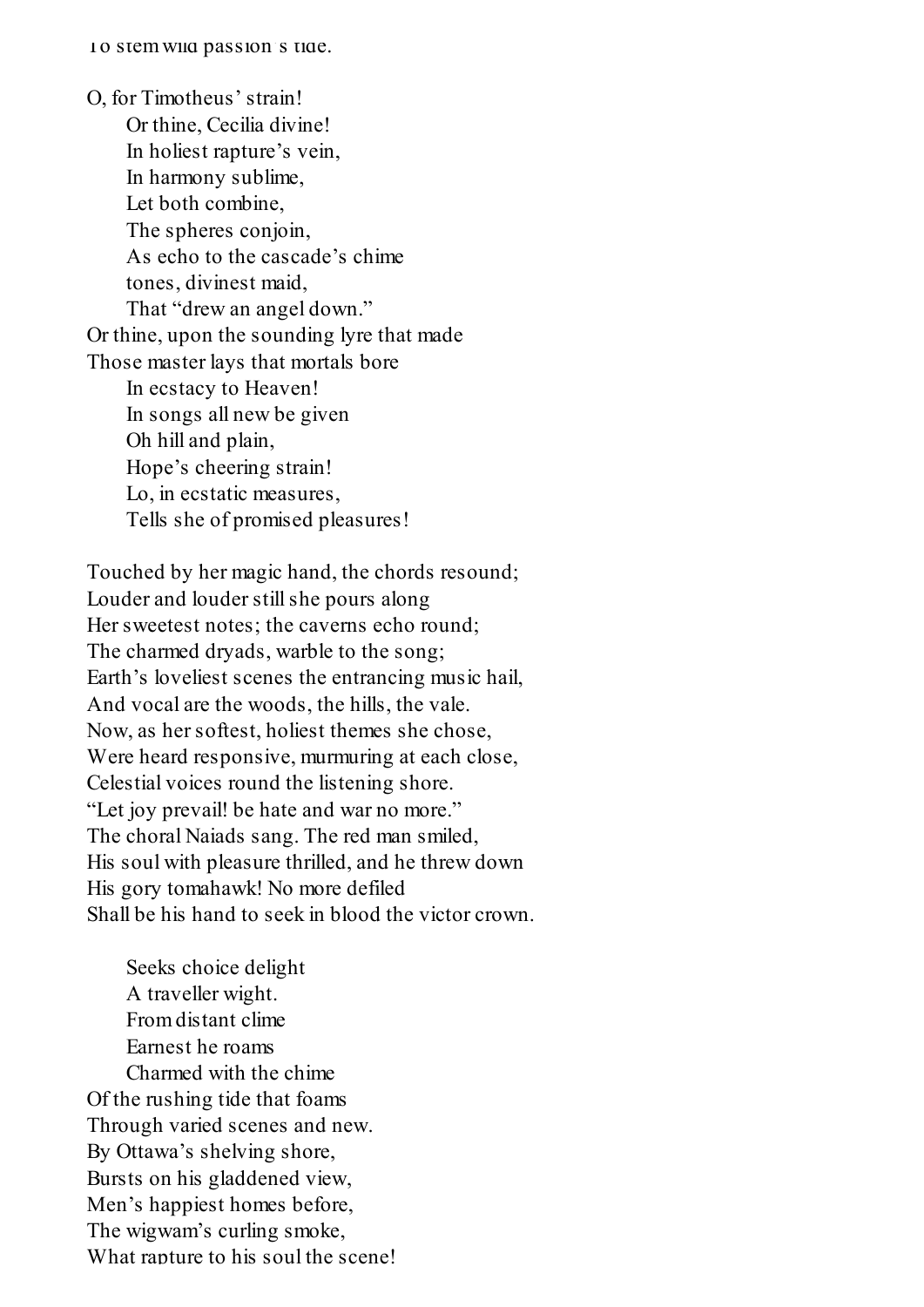To stem wild passion's tide.

O, for Timotheus' strain!  
Or thine, Cecilia divine!  
In holiest rapture's vein,  
In harmony sublime,  
Let both combine,  
The spheres conjoin,  
As echo to the cascade's chime  
tones, divinest maid,  
That "drew an angel down."  
Or thine, upon the sounding lyre that made  
Those master lays that mortals bore  
In ecstacy to Heaven!  
In songs all new be given  
Oh hill and plain,  
Hope's cheering strain!  
Lo, in ecstatic measures,  
Tells she of promised pleasures!

Touched by her magic hand, the chords resound;  
Louder and louder still she pours along  
Her sweetest notes; the caverns echo round;  
The charmed dryads, warble to the song;  
Earth's loveliest scenes the entrancing music hail,  
And vocal are the woods, the hills, the vale.  
Now, as her softest, holiest themes she chose,  
Were heard responsive, murmuring at each close,  
Celestial voices round the listening shore.  
"Let joy prevail! be hate and war no more."  
The choral Naiads sang. The red man smiled,  
His soul with pleasure thrilled, and he threw down  
His gory tomahawk! No more defiled  
Shall be his hand to seek in blood the victor crown.

Seeks choice delight  
A traveller wight.  
From distant clime  
Earnest he roams  
Charmed with the chime  
Of the rushing tide that foams  
Through varied scenes and new.  
By Ottawa's shelving shore,  
Bursts on his gladdened view,  
Men's happiest homes before,  
The wigwam's curling smoke,  
What rapture to his soul the scene!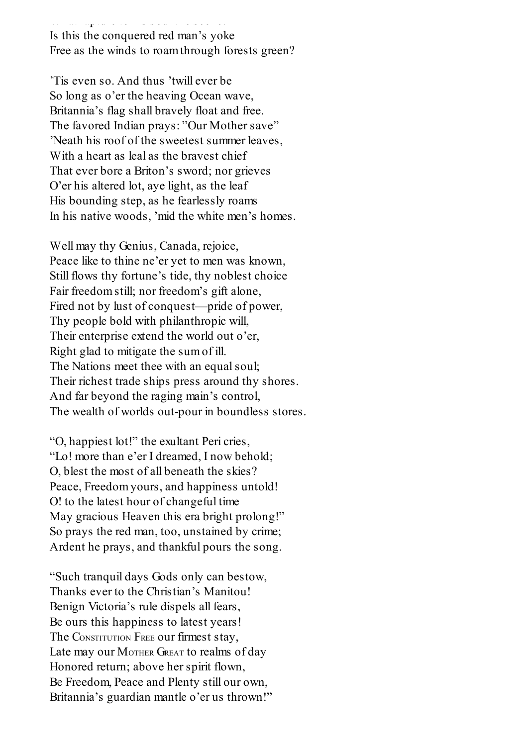Is this the conquered red man's yoke
Free as the winds to roam through forests green?

'Tis even so. And thus 'twill ever be
So long as o'er the heaving Ocean wave,
Britannia's flag shall bravely float and free.
The favored Indian prays: "Our Mother save"
'Neath his roof of the sweetest summer leaves,
With a heart as leal as the bravest chief
That ever bore a Briton's sword; nor grieves
O'er his altered lot, aye light, as the leaf
His bounding step, as he fearlessly roams
In his native woods, 'mid the white men's homes.

Well may thy Genius, Canada, rejoice,
Peace like to thine ne'er yet to men was known,
Still flows thy fortune's tide, thy noblest choice
Fair freedom still; nor freedom's gift alone,
Fired not by lust of conquest—pride of power,
Thy people bold with philanthropic will,
Their enterprise extend the world out o'er,
Right glad to mitigate the sum of ill.
The Nations meet thee with an equal soul;
Their richest trade ships press around thy shores.
And far beyond the raging main's control,
The wealth of worlds out-pour in boundless stores.

"O, happiest lot!" the exultant Peri cries,
"Lo! more than e'er I dreamed, I now behold;
O, blest the most of all beneath the skies?
Peace, Freedom yours, and happiness untold!
O! to the latest hour of changeful time
May gracious Heaven this era bright prolong!"
So prays the red man, too, unstained by crime;
Ardent he prays, and thankful pours the song.

"Such tranquil days Gods only can bestow,
Thanks ever to the Christian's Manitou!
Benign Victoria's rule dispels all fears,
Be ours this happiness to latest years!
The CONSTITUTION FREE our firmest stay,
Late may our MOTHER GREAT to realms of day
Honored return; above her spirit flown,
Be Freedom, Peace and Plenty still our own,
Britannia's guardian mantle o'er us thrown!"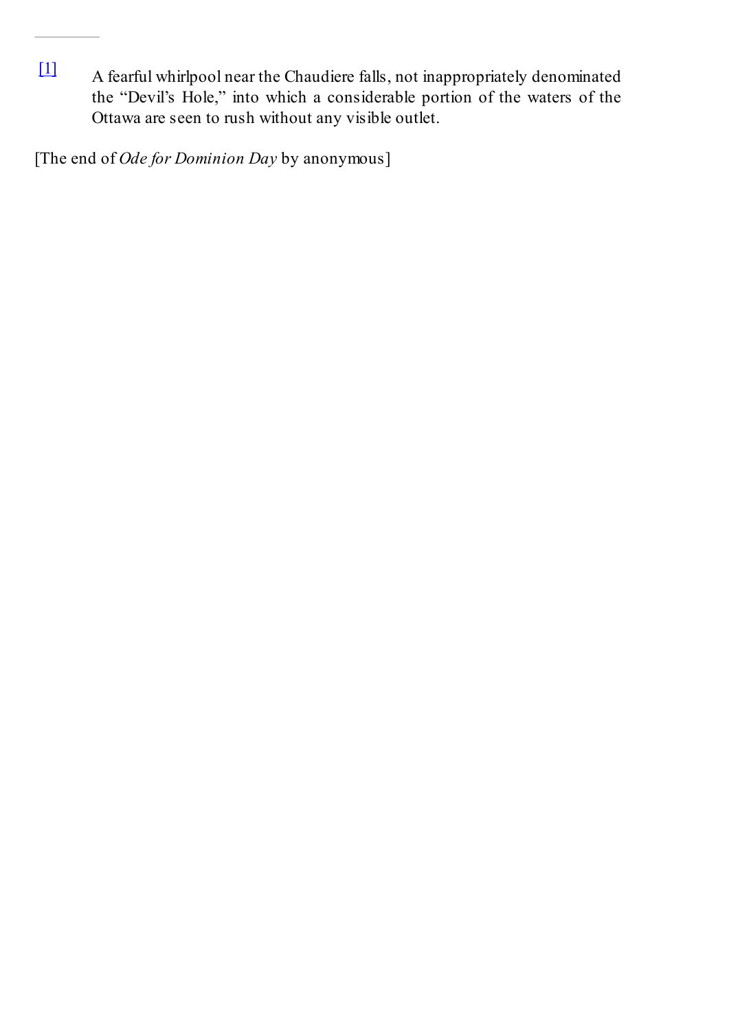[1] A fearful whirlpool near the Chaudiere falls, not inappropriately denominated the "Devil's Hole," into which a considerable portion of the waters of the Ottawa are seen to rush without any visible outlet.

[The end of *Ode for Dominion Day* by anonymous]